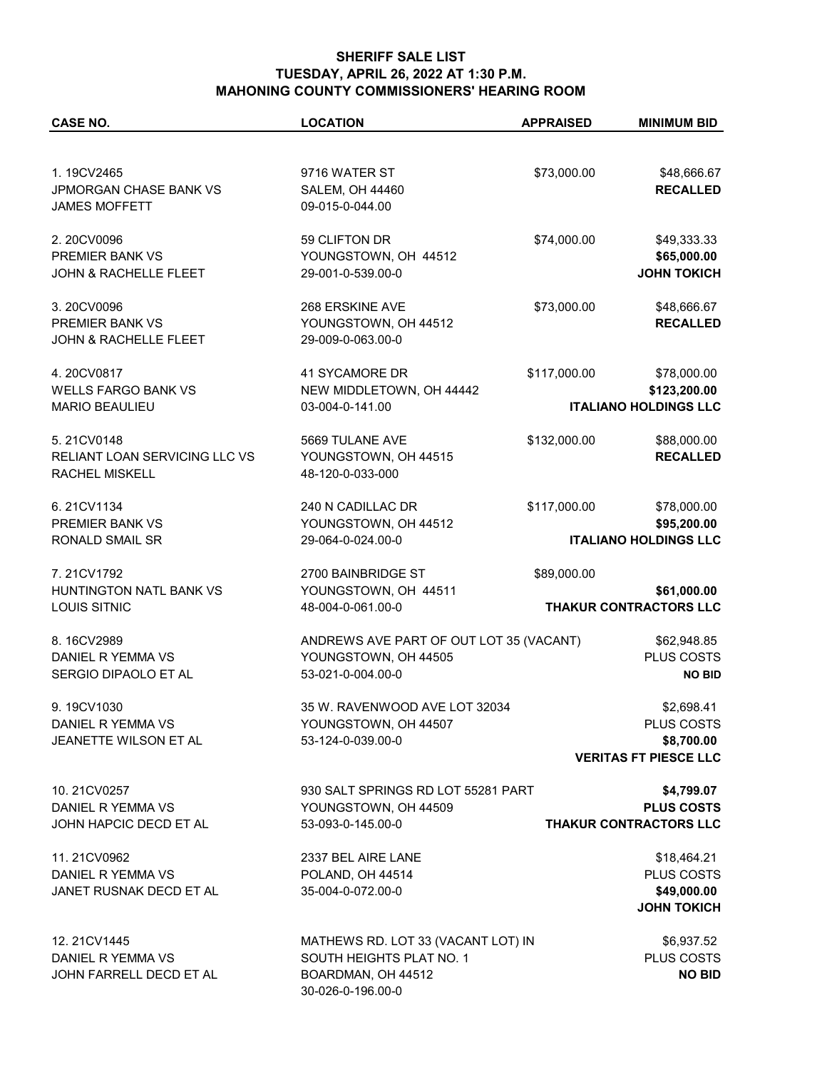**SHERIFF SALE LIST**
**TUESDAY, APRIL 26, 2022 AT 1:30 P.M.**
**MAHONING COUNTY COMMISSIONERS' HEARING ROOM**

| CASE NO. | LOCATION | APPRAISED | MINIMUM BID |
|---|---|---|---|
| 1. 19CV2465<br>JPMORGAN CHASE BANK VS<br>JAMES MOFFETT | 9716 WATER ST<br>SALEM, OH 44460<br>09-015-0-044.00 | $73,000.00 | $48,666.67<br>**RECALLED** |
| 2. 20CV0096<br>PREMIER BANK VS<br>JOHN & RACHELLE FLEET | 59 CLIFTON DR<br>YOUNGSTOWN, OH 44512<br>29-001-0-539.00-0 | $74,000.00 | $49,333.33<br>**$65,000.00**<br>**JOHN TOKICH** |
| 3. 20CV0096<br>PREMIER BANK VS<br>JOHN & RACHELLE FLEET | 268 ERSKINE AVE<br>YOUNGSTOWN, OH 44512<br>29-009-0-063.00-0 | $73,000.00 | $48,666.67<br>**RECALLED** |
| 4. 20CV0817<br>WELLS FARGO BANK VS<br>MARIO BEAULIEU | 41 SYCAMORE DR<br>NEW MIDDLETOWN, OH 44442<br>03-004-0-141.00 | $117,000.00 | $78,000.00<br>**$123,200.00**<br>**ITALIANO HOLDINGS LLC** |
| 5. 21CV0148<br>RELIANT LOAN SERVICING LLC VS<br>RACHEL MISKELL | 5669 TULANE AVE<br>YOUNGSTOWN, OH 44515<br>48-120-0-033-000 | $132,000.00 | $88,000.00<br>**RECALLED** |
| 6. 21CV1134<br>PREMIER BANK VS<br>RONALD SMAIL SR | 240 N CADILLAC DR<br>YOUNGSTOWN, OH 44512<br>29-064-0-024.00-0 | $117,000.00 | $78,000.00<br>**$95,200.00**<br>**ITALIANO HOLDINGS LLC** |
| 7. 21CV1792<br>HUNTINGTON NATL BANK VS<br>LOUIS SITNIC | 2700 BAINBRIDGE ST<br>YOUNGSTOWN, OH 44511<br>48-004-0-061.00-0 | $89,000.00 | **$61,000.00**<br>**THAKUR CONTRACTORS LLC** |
| 8. 16CV2989<br>DANIEL R YEMMA VS<br>SERGIO DIPAOLO ET AL | ANDREWS AVE PART OF OUT LOT 35 (VACANT)<br>YOUNGSTOWN, OH 44505<br>53-021-0-004.00-0 | | $62,948.85<br>PLUS COSTS<br>**NO BID** |
| 9. 19CV1030<br>DANIEL R YEMMA VS<br>JEANETTE WILSON ET AL | 35 W. RAVENWOOD AVE LOT 32034<br>YOUNGSTOWN, OH 44507<br>53-124-0-039.00-0 | | $2,698.41<br>PLUS COSTS<br>**$8,700.00**<br>**VERITAS FT PIESCE LLC** |
| 10. 21CV0257<br>DANIEL R YEMMA VS<br>JOHN HAPCIC DECD ET AL | 930 SALT SPRINGS RD LOT 55281 PART<br>YOUNGSTOWN, OH 44509<br>53-093-0-145.00-0 | | **$4,799.07**<br>**PLUS COSTS**<br>**THAKUR CONTRACTORS LLC** |
| 11. 21CV0962<br>DANIEL R YEMMA VS<br>JANET RUSNAK DECD ET AL | 2337 BEL AIRE LANE<br>POLAND, OH 44514<br>35-004-0-072.00-0 | | $18,464.21<br>PLUS COSTS<br>**$49,000.00**<br>**JOHN TOKICH** |
| 12. 21CV1445<br>DANIEL R YEMMA VS<br>JOHN FARRELL DECD ET AL | MATHEWS RD. LOT 33 (VACANT LOT) IN<br>SOUTH HEIGHTS PLAT NO. 1<br>BOARDMAN, OH 44512<br>30-026-0-196.00-0 | | $6,937.52<br>PLUS COSTS<br>**NO BID** |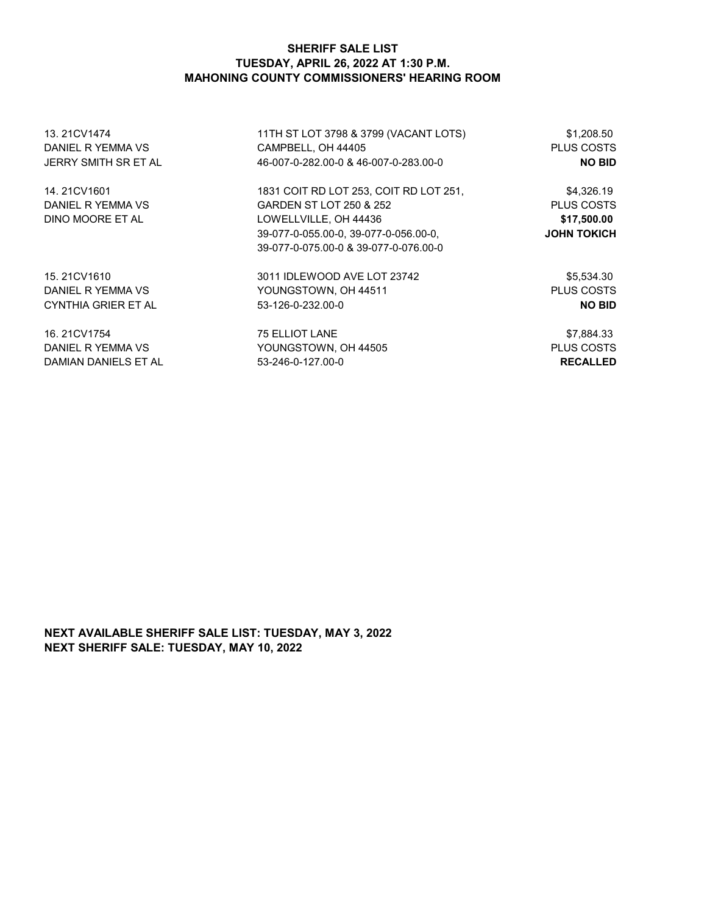**SHERIFF SALE LIST**
**TUESDAY, APRIL 26, 2022 AT 1:30 P.M.**
**MAHONING COUNTY COMMISSIONERS' HEARING ROOM**

| | | |
|---|---|---|
| 13. 21CV1474<br>DANIEL R YEMMA VS<br>JERRY SMITH SR ET AL | 11TH ST LOT 3798 & 3799 (VACANT LOTS)<br>CAMPBELL, OH 44405<br>46-007-0-282.00-0 & 46-007-0-283.00-0 | $1,208.50<br>PLUS COSTS<br>**NO BID** |
| 14. 21CV1601<br>DANIEL R YEMMA VS<br>DINO MOORE ET AL | 1831 COIT RD LOT 253, COIT RD LOT 251,<br>GARDEN ST LOT 250 & 252<br>LOWELLVILLE, OH 44436<br>39-077-0-055.00-0, 39-077-0-056.00-0,<br>39-077-0-075.00-0 & 39-077-0-076.00-0 | $4,326.19<br>PLUS COSTS<br>**$17,500.00**<br>**JOHN TOKICH** |
| 15. 21CV1610<br>DANIEL R YEMMA VS<br>CYNTHIA GRIER ET AL | 3011 IDLEWOOD AVE LOT 23742<br>YOUNGSTOWN, OH 44511<br>53-126-0-232.00-0 | $5,534.30<br>PLUS COSTS<br>**NO BID** |
| 16. 21CV1754<br>DANIEL R YEMMA VS<br>DAMIAN DANIELS ET AL | 75 ELLIOT LANE<br>YOUNGSTOWN, OH 44505<br>53-246-0-127.00-0 | $7,884.33<br>PLUS COSTS<br>**RECALLED** |

**NEXT AVAILABLE SHERIFF SALE LIST: TUESDAY, MAY 3, 2022**
**NEXT SHERIFF SALE: TUESDAY, MAY 10, 2022**